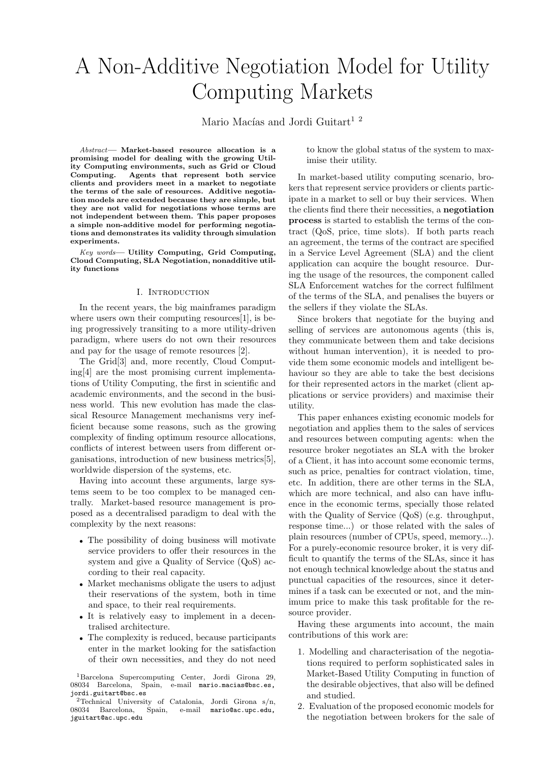# A Non-Additive Negotiation Model for Utility Computing Markets

Mario Macías and Jordi Guitart[1 2]

*Abstract*— **Market-based resource allocation is a promising model for dealing with the growing Utility Computing environments, such as Grid or Cloud Computing. Agents that represent both service clients and providers meet in a market to negotiate the terms of the sale of resources. Additive negotiation models are extended because they are simple, but they are not valid for negotiations whose terms are not independent between them. This paper proposes a simple non-additive model for performing negotiations and demonstrates its validity through simulation experiments.**

*Key words*— **Utility Computing, Grid Computing, Cloud Computing, SLA Negotiation, nonadditive utility functions**

## I. Introduction

In the recent years, the big mainframes paradigm where users own their computing resources[1], is being progressively transiting to a more utility-driven paradigm, where users do not own their resources and pay for the usage of remote resources [2].

The Grid[3] and, more recently, Cloud Computing[4] are the most promising current implementations of Utility Computing, the first in scientific and academic environments, and the second in the business world. This new evolution has made the classical Resource Management mechanisms very inefficient because some reasons, such as the growing complexity of finding optimum resource allocations, conflicts of interest between users from different organisations, introduction of new business metrics[5], worldwide dispersion of the systems, etc.

Having into account these arguments, large systems seem to be too complex to be managed centrally. Market-based resource management is proposed as a decentralised paradigm to deal with the complexity by the next reasons:

- The possibility of doing business will motivate service providers to offer their resources in the system and give a Quality of Service (QoS) according to their real capacity.
- Market mechanisms obligate the users to adjust their reservations of the system, both in time and space, to their real requirements.
- It is relatively easy to implement in a decentralised architecture.
- The complexity is reduced, because participants enter in the market looking for the satisfaction of their own necessities, and they do not need to know the global status of the system to maximise their utility.

In market-based utility computing scenario, brokers that represent service providers or clients participate in a market to sell or buy their services. When the clients find there their necessities, a **negotiation process** is started to establish the terms of the contract (QoS, price, time slots). If both parts reach an agreement, the terms of the contract are specified in a Service Level Agreement (SLA) and the client application can acquire the bought resource. During the usage of the resources, the component called SLA Enforcement watches for the correct fulfilment of the terms of the SLA, and penalises the buyers or the sellers if they violate the SLAs.

Since brokers that negotiate for the buying and selling of services are autonomous agents (this is, they communicate between them and take decisions without human intervention), it is needed to provide them some economic models and intelligent behaviour so they are able to take the best decisions for their represented actors in the market (client applications or service providers) and maximise their utility.

This paper enhances existing economic models for negotiation and applies them to the sales of services and resources between computing agents: when the resource broker negotiates an SLA with the broker of a Client, it has into account some economic terms, such as price, penalties for contract violation, time, etc. In addition, there are other terms in the SLA, which are more technical, and also can have influence in the economic terms, specially those related with the Quality of Service (QoS) (e.g. throughput, response time...) or those related with the sales of plain resources (number of CPUs, speed, memory...). For a purely-economic resource broker, it is very difficult to quantify the terms of the SLAs, since it has not enough technical knowledge about the status and punctual capacities of the resources, since it determines if a task can be executed or not, and the minimum price to make this task profitable for the resource provider.

Having these arguments into account, the main contributions of this work are:

1. Modelling and characterisation of the negotiations required to perform sophisticated sales in Market-Based Utility Computing in function of the desirable objectives, that also will be defined and studied.
2. Evaluation of the proposed economic models for the negotiation between brokers for the sale of

[1]Barcelona Supercomputing Center, Jordi Girona 29, 08034 Barcelona, Spain, e-mail mario.macias@bsc.es, jordi.guitart@bsc.es

[2]Technical University of Catalonia, Jordi Girona s/n, 08034 Barcelona, Spain, e-mail mario@ac.upc.edu, jguitart@ac.upc.edu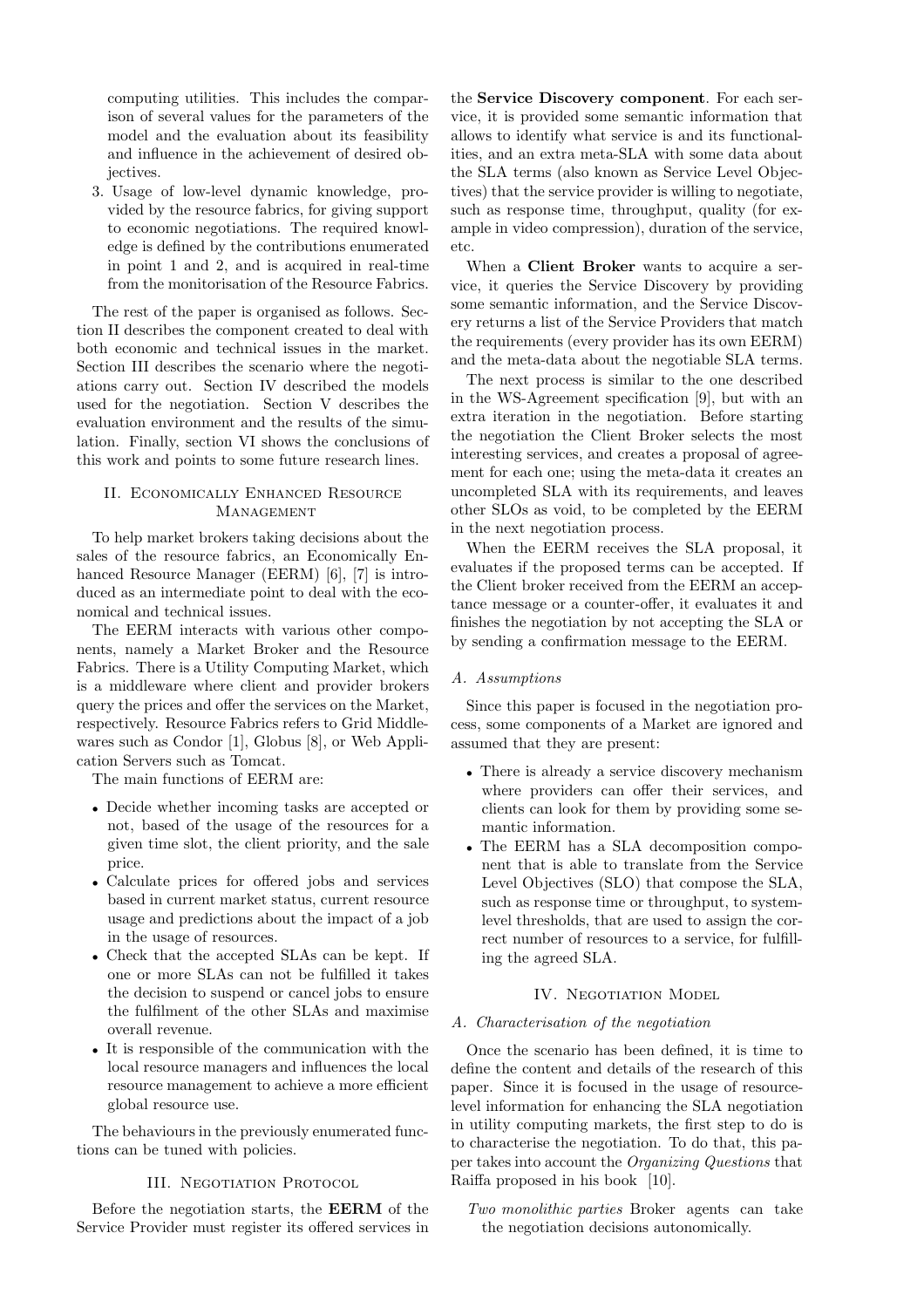computing utilities. This includes the comparison of several values for the parameters of the model and the evaluation about its feasibility and influence in the achievement of desired objectives.

3. Usage of low-level dynamic knowledge, provided by the resource fabrics, for giving support to economic negotiations. The required knowledge is defined by the contributions enumerated in point 1 and 2, and is acquired in real-time from the monitorisation of the Resource Fabrics.

The rest of the paper is organised as follows. Section II describes the component created to deal with both economic and technical issues in the market. Section III describes the scenario where the negotiations carry out. Section IV described the models used for the negotiation. Section V describes the evaluation environment and the results of the simulation. Finally, section VI shows the conclusions of this work and points to some future research lines.

## II. Economically Enhanced Resource Management

To help market brokers taking decisions about the sales of the resource fabrics, an Economically Enhanced Resource Manager (EERM) [6], [7] is introduced as an intermediate point to deal with the economical and technical issues.

The EERM interacts with various other components, namely a Market Broker and the Resource Fabrics. There is a Utility Computing Market, which is a middleware where client and provider brokers query the prices and offer the services on the Market, respectively. Resource Fabrics refers to Grid Middlewares such as Condor [1], Globus [8], or Web Application Servers such as Tomcat.

The main functions of EERM are:

- Decide whether incoming tasks are accepted or not, based of the usage of the resources for a given time slot, the client priority, and the sale price.
- Calculate prices for offered jobs and services based in current market status, current resource usage and predictions about the impact of a job in the usage of resources.
- Check that the accepted SLAs can be kept. If one or more SLAs can not be fulfilled it takes the decision to suspend or cancel jobs to ensure the fulfilment of the other SLAs and maximise overall revenue.
- It is responsible of the communication with the local resource managers and influences the local resource management to achieve a more efficient global resource use.

The behaviours in the previously enumerated functions can be tuned with policies.

## III. Negotiation Protocol

Before the negotiation starts, the **EERM** of the Service Provider must register its offered services in the **Service Discovery component**. For each service, it is provided some semantic information that allows to identify what service is and its functionalities, and an extra meta-SLA with some data about the SLA terms (also known as Service Level Objectives) that the service provider is willing to negotiate, such as response time, throughput, quality (for example in video compression), duration of the service, etc.

When a **Client Broker** wants to acquire a service, it queries the Service Discovery by providing some semantic information, and the Service Discovery returns a list of the Service Providers that match the requirements (every provider has its own EERM) and the meta-data about the negotiable SLA terms.

The next process is similar to the one described in the WS-Agreement specification [9], but with an extra iteration in the negotiation. Before starting the negotiation the Client Broker selects the most interesting services, and creates a proposal of agreement for each one; using the meta-data it creates an uncompleted SLA with its requirements, and leaves other SLOs as void, to be completed by the EERM in the next negotiation process.

When the EERM receives the SLA proposal, it evaluates if the proposed terms can be accepted. If the Client broker received from the EERM an acceptance message or a counter-offer, it evaluates it and finishes the negotiation by not accepting the SLA or by sending a confirmation message to the EERM.

### A. Assumptions

Since this paper is focused in the negotiation process, some components of a Market are ignored and assumed that they are present:

- There is already a service discovery mechanism where providers can offer their services, and clients can look for them by providing some semantic information.
- The EERM has a SLA decomposition component that is able to translate from the Service Level Objectives (SLO) that compose the SLA, such as response time or throughput, to system-level thresholds, that are used to assign the correct number of resources to a service, for fulfilling the agreed SLA.

## IV. Negotiation Model

### A. Characterisation of the negotiation

Once the scenario has been defined, it is time to define the content and details of the research of this paper. Since it is focused in the usage of resource-level information for enhancing the SLA negotiation in utility computing markets, the first step to do is to characterise the negotiation. To do that, this paper takes into account the *Organizing Questions* that Raiffa proposed in his book [10].

*Two monolithic parties* Broker agents can take the negotiation decisions autonomically.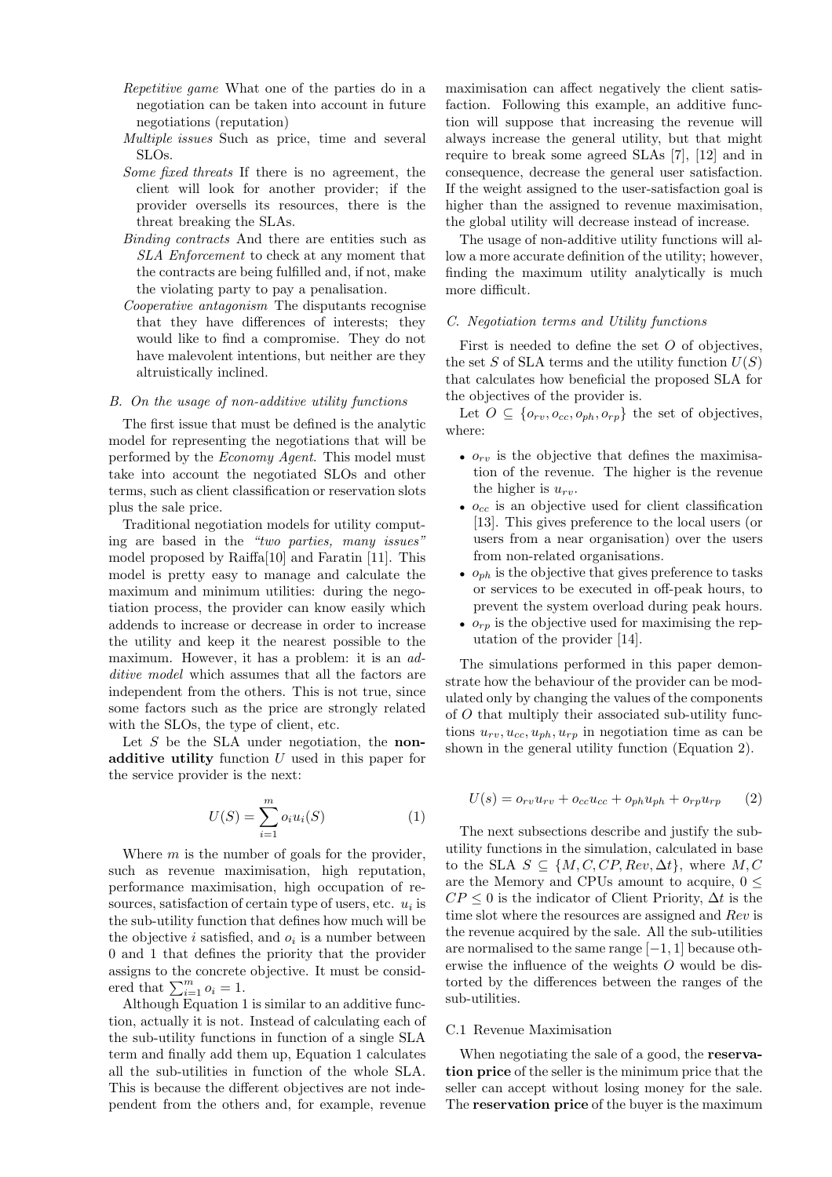*Repetitive game* What one of the parties do in a negotiation can be taken into account in future negotiations (reputation)

*Multiple issues* Such as price, time and several SLOs.

*Some fixed threats* If there is no agreement, the client will look for another provider; if the provider oversells its resources, there is the threat breaking the SLAs.

*Binding contracts* And there are entities such as *SLA Enforcement* to check at any moment that the contracts are being fulfilled and, if not, make the violating party to pay a penalisation.

*Cooperative antagonism* The disputants recognise that they have differences of interests; they would like to find a compromise. They do not have malevolent intentions, but neither are they altruistically inclined.

### B. On the usage of non-additive utility functions

The first issue that must be defined is the analytic model for representing the negotiations that will be performed by the *Economy Agent*. This model must take into account the negotiated SLOs and other terms, such as client classification or reservation slots plus the sale price.

Traditional negotiation models for utility computing are based in the *"two parties, many issues"* model proposed by Raiffa[10] and Faratin [11]. This model is pretty easy to manage and calculate the maximum and minimum utilities: during the negotiation process, the provider can know easily which addends to increase or decrease in order to increase the utility and keep it the nearest possible to the maximum. However, it has a problem: it is an *additive model* which assumes that all the factors are independent from the others. This is not true, since some factors such as the price are strongly related with the SLOs, the type of client, etc.

Let $S$ be the SLA under negotiation, the **non-additive utility** function $U$ used in this paper for the service provider is the next:

$$U(S) = \sum_{i=1}^{m} o_i u_i(S) \tag{1}$$

Where $m$ is the number of goals for the provider, such as revenue maximisation, high reputation, performance maximisation, high occupation of resources, satisfaction of certain type of users, etc. $u_i$ is the sub-utility function that defines how much will be the objective $i$ satisfied, and $o_i$ is a number between 0 and 1 that defines the priority that the provider assigns to the concrete objective. It must be considered that $\sum_{i=1}^{m} o_i = 1$.

Although Equation 1 is similar to an additive function, actually it is not. Instead of calculating each of the sub-utility functions in function of a single SLA term and finally add them up, Equation 1 calculates all the sub-utilities in function of the whole SLA. This is because the different objectives are not independent from the others and, for example, revenue maximisation can affect negatively the client satisfaction. Following this example, an additive function will suppose that increasing the revenue will always increase the general utility, but that might require to break some agreed SLAs [7], [12] and in consequence, decrease the general user satisfaction. If the weight assigned to the user-satisfaction goal is higher than the assigned to revenue maximisation, the global utility will decrease instead of increase.

The usage of non-additive utility functions will allow a more accurate definition of the utility; however, finding the maximum utility analytically is much more difficult.

### C. Negotiation terms and Utility functions

First is needed to define the set $O$ of objectives, the set $S$ of SLA terms and the utility function $U(S)$ that calculates how beneficial the proposed SLA for the objectives of the provider is.

Let $O \subseteq \{o_{rv}, o_{cc}, o_{ph}, o_{rp}\}$ the set of objectives, where:

- $o_{rv}$ is the objective that defines the maximisation of the revenue. The higher is the revenue the higher is $u_{rv}$.
- $o_{cc}$ is an objective used for client classification [13]. This gives preference to the local users (or users from a near organisation) over the users from non-related organisations.
- $o_{ph}$ is the objective that gives preference to tasks or services to be executed in off-peak hours, to prevent the system overload during peak hours.
- $o_{rp}$ is the objective used for maximising the reputation of the provider [14].

The simulations performed in this paper demonstrate how the behaviour of the provider can be modulated only by changing the values of the components of $O$ that multiply their associated sub-utility functions $u_{rv}, u_{cc}, u_{ph}, u_{rp}$ in negotiation time as can be shown in the general utility function (Equation 2).

$$U(s) = o_{rv}u_{rv} + o_{cc}u_{cc} + o_{ph}u_{ph} + o_{rp}u_{rp} \tag{2}$$

The next subsections describe and justify the sub-utility functions in the simulation, calculated in base to the SLA $S \subseteq \{M, C, CP, Rev, \Delta t\}$, where $M, C$ are the Memory and CPUs amount to acquire, $0 \leq CP \leq 0$ is the indicator of Client Priority, $\Delta t$ is the time slot where the resources are assigned and $Rev$ is the revenue acquired by the sale. All the sub-utilities are normalised to the same range $[-1, 1]$ because otherwise the influence of the weights $O$ would be distorted by the differences between the ranges of the sub-utilities.

#### C.1 Revenue Maximisation

When negotiating the sale of a good, the **reservation price** of the seller is the minimum price that the seller can accept without losing money for the sale. The **reservation price** of the buyer is the maximum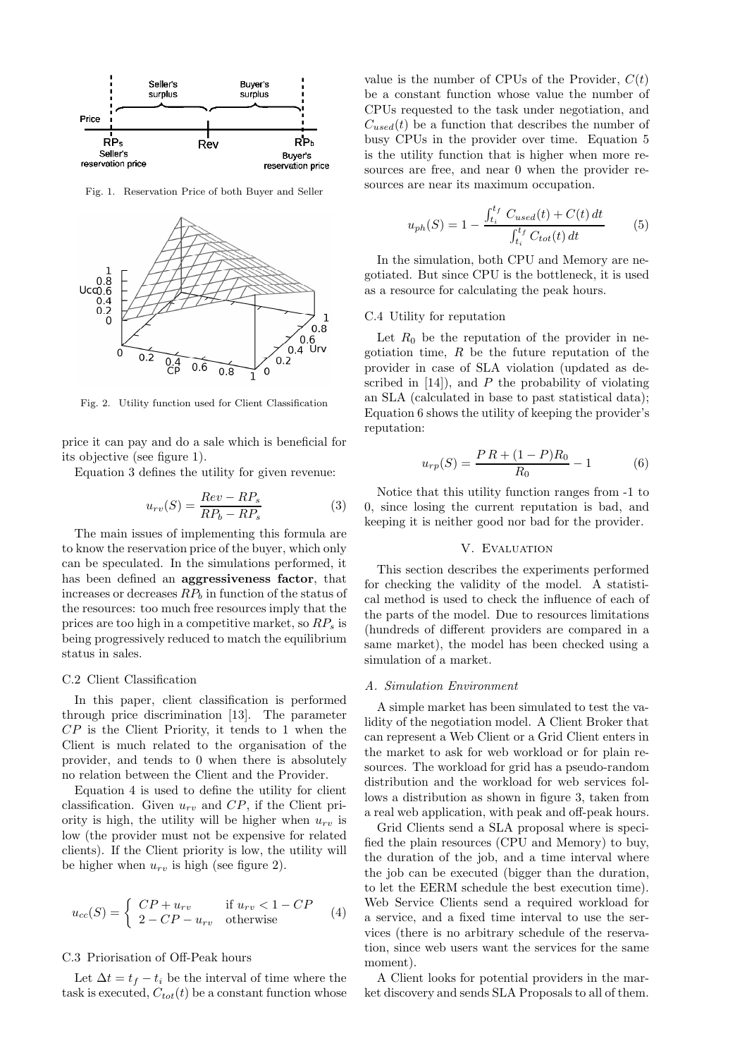Fig. 1. Reservation Price of both Buyer and Seller

Fig. 2. Utility function used for Client Classification

price it can pay and do a sale which is beneficial for its objective (see figure 1).

Equation 3 defines the utility for given revenue:

$$u_{rv}(S) = \frac{Rev - RP_s}{RP_b - RP_s} \tag{3}$$

The main issues of implementing this formula are to know the reservation price of the buyer, which only can be speculated. In the simulations performed, it has been defined an **aggressiveness factor**, that increases or decreases $RP_b$ in function of the status of the resources: too much free resources imply that the prices are too high in a competitive market, so $RP_s$ is being progressively reduced to match the equilibrium status in sales.

### C.2 Client Classification

In this paper, client classification is performed through price discrimination [13]. The parameter $CP$ is the Client Priority, it tends to 1 when the Client is much related to the organisation of the provider, and tends to 0 when there is absolutely no relation between the Client and the Provider.

Equation 4 is used to define the utility for client classification. Given $u_{rv}$ and $CP$, if the Client priority is high, the utility will be higher when $u_{rv}$ is low (the provider must not be expensive for related clients). If the Client priority is low, the utility will be higher when $u_{rv}$ is high (see figure 2).

$$u_{cc}(S) = \begin{cases} CP + u_{rv} & \text{if } u_{rv} < 1 - CP \\ 2 - CP - u_{rv} & \text{otherwise} \end{cases} \tag{4}$$

### C.3 Priorisation of Off-Peak hours

Let $\Delta t = t_f - t_i$ be the interval of time where the task is executed, $C_{tot}(t)$ be a constant function whose value is the number of CPUs of the Provider, $C(t)$ be a constant function whose value the number of CPUs requested to the task under negotiation, and $C_{used}(t)$ be a function that describes the number of busy CPUs in the provider over time. Equation 5 is the utility function that is higher when more resources are free, and near 0 when the provider resources are near its maximum occupation.

$$u_{ph}(S) = 1 - \frac{\int_{t_i}^{t_f} C_{used}(t) + C(t)\,dt}{\int_{t_i}^{t_f} C_{tot}(t)\,dt} \tag{5}$$

In the simulation, both CPU and Memory are negotiated. But since CPU is the bottleneck, it is used as a resource for calculating the peak hours.

### C.4 Utility for reputation

Let $R_0$ be the reputation of the provider in negotiation time, $R$ be the future reputation of the provider in case of SLA violation (updated as described in [14]), and $P$ the probability of violating an SLA (calculated in base to past statistical data); Equation 6 shows the utility of keeping the provider's reputation:

$$u_{rp}(S) = \frac{P\,R + (1 - P)R_0}{R_0} - 1 \tag{6}$$

Notice that this utility function ranges from -1 to 0, since losing the current reputation is bad, and keeping it is neither good nor bad for the provider.

## V. Evaluation

This section describes the experiments performed for checking the validity of the model. A statistical method is used to check the influence of each of the parts of the model. Due to resources limitations (hundreds of different providers are compared in a same market), the model has been checked using a simulation of a market.

### A. Simulation Environment

A simple market has been simulated to test the validity of the negotiation model. A Client Broker that can represent a Web Client or a Grid Client enters in the market to ask for web workload or for plain resources. The workload for grid has a pseudo-random distribution and the workload for web services follows a distribution as shown in figure 3, taken from a real web application, with peak and off-peak hours.

Grid Clients send a SLA proposal where is specified the plain resources (CPU and Memory) to buy, the duration of the job, and a time interval where the job can be executed (bigger than the duration, to let the EERM schedule the best execution time). Web Service Clients send a required workload for a service, and a fixed time interval to use the services (there is no arbitrary schedule of the reservation, since web users want the services for the same moment).

A Client looks for potential providers in the market discovery and sends SLA Proposals to all of them.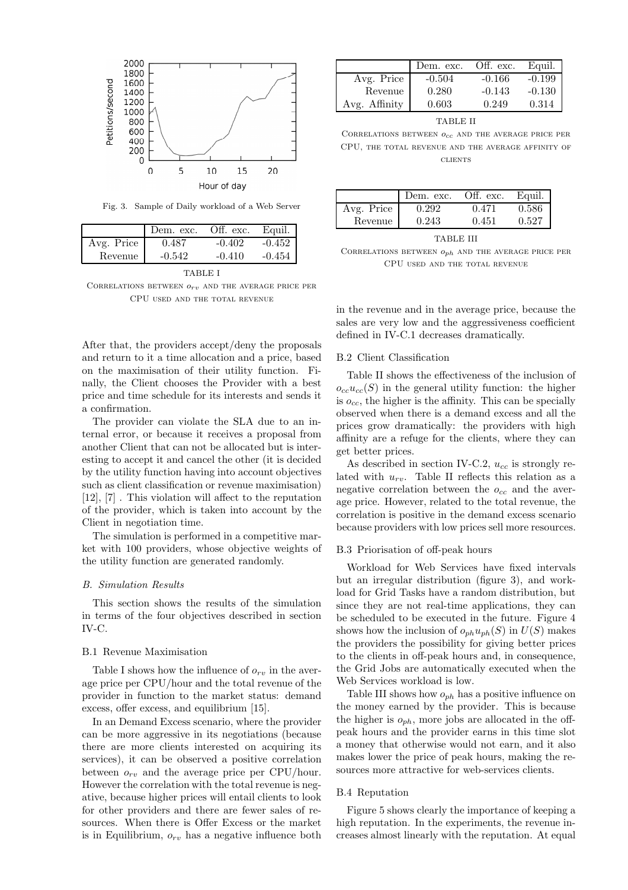Fig. 3. Sample of Daily workload of a Web Server

| | Dem. exc. | Off. exc. | Equil. |
|---|---|---|---|
| Avg. Price | 0.487 | -0.402 | -0.452 |
| Revenue | -0.542 | -0.410 | -0.454 |

TABLE I

CORRELATIONS BETWEEN $o_{rv}$ AND THE AVERAGE PRICE PER CPU USED AND THE TOTAL REVENUE

After that, the providers accept/deny the proposals and return to it a time allocation and a price, based on the maximisation of their utility function. Finally, the Client chooses the Provider with a best price and time schedule for its interests and sends it a confirmation.

The provider can violate the SLA due to an internal error, or because it receives a proposal from another Client that can not be allocated but is interesting to accept it and cancel the other (it is decided by the utility function having into account objectives such as client classification or revenue maximisation) [12], [7] . This violation will affect to the reputation of the provider, which is taken into account by the Client in negotiation time.

The simulation is performed in a competitive market with 100 providers, whose objective weights of the utility function are generated randomly.

### B. Simulation Results

This section shows the results of the simulation in terms of the four objectives described in section IV-C.

#### B.1 Revenue Maximisation

Table I shows how the influence of $o_{rv}$ in the average price per CPU/hour and the total revenue of the provider in function to the market status: demand excess, offer excess, and equilibrium [15].

In an Demand Excess scenario, where the provider can be more aggressive in its negotiations (because there are more clients interested on acquiring its services), it can be observed a positive correlation between $o_{rv}$ and the average price per CPU/hour. However the correlation with the total revenue is negative, because higher prices will entail clients to look for other providers and there are fewer sales of resources. When there is Offer Excess or the market is in Equilibrium, $o_{rv}$ has a negative influence both in the revenue and in the average price, because the sales are very low and the aggressiveness coefficient defined in IV-C.1 decreases dramatically.

| | Dem. exc. | Off. exc. | Equil. |
|---|---|---|---|
| Avg. Price | -0.504 | -0.166 | -0.199 |
| Revenue | 0.280 | -0.143 | -0.130 |
| Avg. Affinity | 0.603 | 0.249 | 0.314 |

TABLE II

CORRELATIONS BETWEEN $o_{cc}$ AND THE AVERAGE PRICE PER CPU, THE TOTAL REVENUE AND THE AVERAGE AFFINITY OF CLIENTS

| | Dem. exc. | Off. exc. | Equil. |
|---|---|---|---|
| Avg. Price | 0.292 | 0.471 | 0.586 |
| Revenue | 0.243 | 0.451 | 0.527 |

TABLE III

CORRELATIONS BETWEEN $o_{ph}$ AND THE AVERAGE PRICE PER CPU USED AND THE TOTAL REVENUE

#### B.2 Client Classification

Table II shows the effectiveness of the inclusion of $o_{cc}u_{cc}(S)$ in the general utility function: the higher is $o_{cc}$, the higher is the affinity. This can be specially observed when there is a demand excess and all the prices grow dramatically: the providers with high affinity are a refuge for the clients, where they can get better prices.

As described in section IV-C.2, $u_{cc}$ is strongly related with $u_{rv}$. Table II reflects this relation as a negative correlation between the $o_{cc}$ and the average price. However, related to the total revenue, the correlation is positive in the demand excess scenario because providers with low prices sell more resources.

#### B.3 Priorisation of off-peak hours

Workload for Web Services have fixed intervals but an irregular distribution (figure 3), and workload for Grid Tasks have a random distribution, but since they are not real-time applications, they can be scheduled to be executed in the future. Figure 4 shows how the inclusion of $o_{ph}u_{ph}(S)$ in $U(S)$ makes the providers the possibility for giving better prices to the clients in off-peak hours and, in consequence, the Grid Jobs are automatically executed when the Web Services workload is low.

Table III shows how $o_{ph}$ has a positive influence on the money earned by the provider. This is because the higher is $o_{ph}$, more jobs are allocated in the off-peak hours and the provider earns in this time slot a money that otherwise would not earn, and it also makes lower the price of peak hours, making the resources more attractive for web-services clients.

#### B.4 Reputation

Figure 5 shows clearly the importance of keeping a high reputation. In the experiments, the revenue increases almost linearly with the reputation. At equal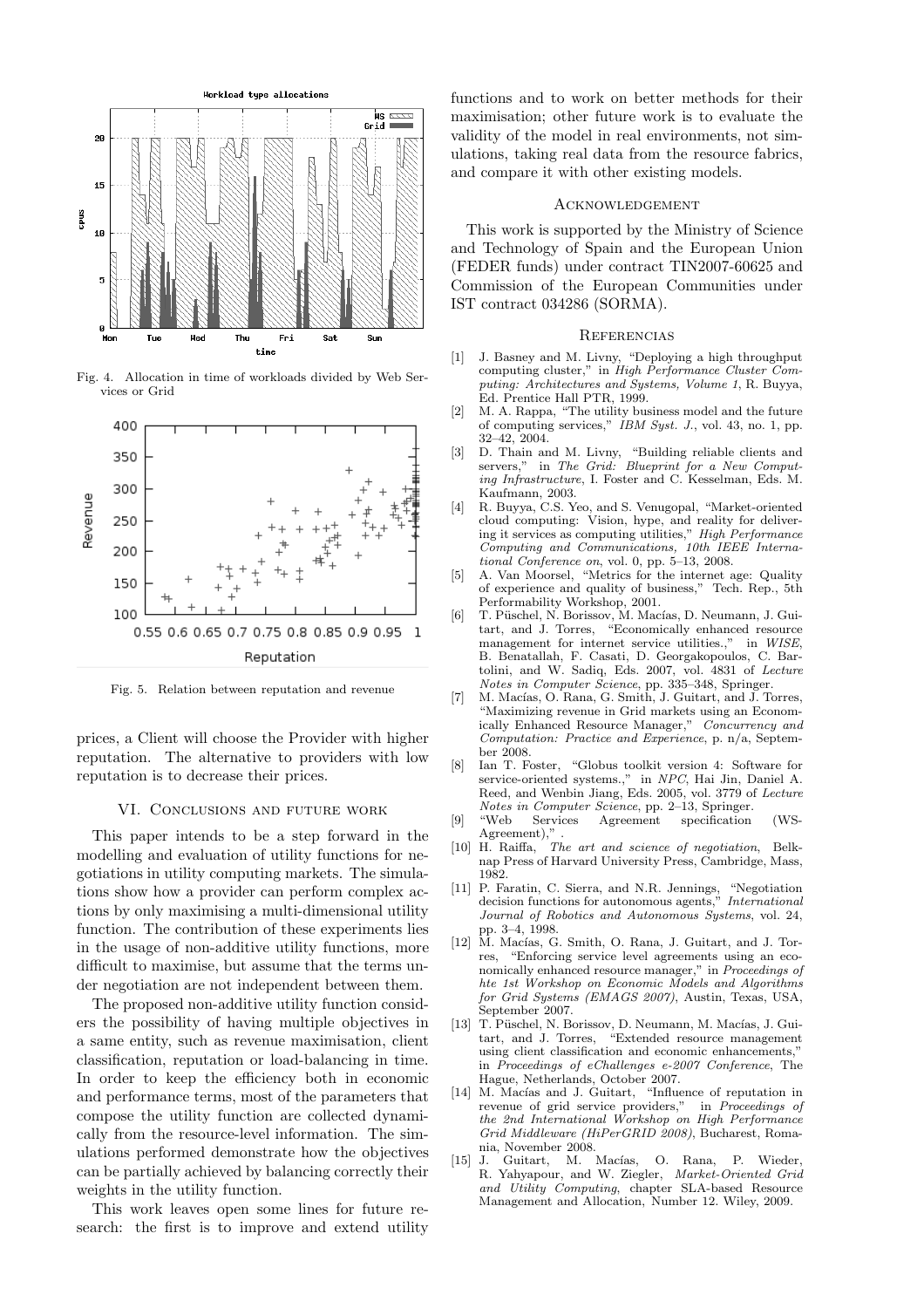Workload type allocations

WS
Grid

cpus

20
15
10
5
0

Mon Tue Wed Thu Fri Sat Sun

time

Fig. 4. Allocation in time of workloads divided by Web Services or Grid

Revenue

400
350
300
250
200
150
100

0.55 0.6 0.65 0.7 0.75 0.8 0.85 0.9 0.95 1

Reputation

Fig. 5. Relation between reputation and revenue

prices, a Client will choose the Provider with higher reputation. The alternative to providers with low reputation is to decrease their prices.

## VI. Conclusions and future work

This paper intends to be a step forward in the modelling and evaluation of utility functions for negotiations in utility computing markets. The simulations show how a provider can perform complex actions by only maximising a multi-dimensional utility function. The contribution of these experiments lies in the usage of non-additive utility functions, more difficult to maximise, but assume that the terms under negotiation are not independent between them.

The proposed non-additive utility function considers the possibility of having multiple objectives in a same entity, such as revenue maximisation, client classification, reputation or load-balancing in time. In order to keep the efficiency both in economic and performance terms, most of the parameters that compose the utility function are collected dynamically from the resource-level information. The simulations performed demonstrate how the objectives can be partially achieved by balancing correctly their weights in the utility function.

This work leaves open some lines for future research: the first is to improve and extend utility functions and to work on better methods for their maximisation; other future work is to evaluate the validity of the model in real environments, not simulations, taking real data from the resource fabrics, and compare it with other existing models.

## Acknowledgement

This work is supported by the Ministry of Science and Technology of Spain and the European Union (FEDER funds) under contract TIN2007-60625 and Commission of the European Communities under IST contract 034286 (SORMA).

## Referencias

[1] J. Basney and M. Livny, "Deploying a high throughput computing cluster," in *High Performance Cluster Computing: Architectures and Systems, Volume 1*, R. Buyya, Ed. Prentice Hall PTR, 1999.

[2] M. A. Rappa, "The utility business model and the future of computing services," *IBM Syst. J.*, vol. 43, no. 1, pp. 32–42, 2004.

[3] D. Thain and M. Livny, "Building reliable clients and servers," in *The Grid: Blueprint for a New Computing Infrastructure*, I. Foster and C. Kesselman, Eds. M. Kaufmann, 2003.

[4] R. Buyya, C.S. Yeo, and S. Venugopal, "Market-oriented cloud computing: Vision, hype, and reality for delivering it services as computing utilities," *High Performance Computing and Communications, 10th IEEE International Conference on*, vol. 0, pp. 5–13, 2008.

[5] A. Van Moorsel, "Metrics for the internet age: Quality of experience and quality of business," Tech. Rep., 5th Performability Workshop, 2001.

[6] T. Püschel, N. Borissov, M. Macías, D. Neumann, J. Guitart, and J. Torres, "Economically enhanced resource management for internet service utilities.," in *WISE*, B. Benatallah, F. Casati, D. Georgakopoulos, C. Bartolini, and W. Sadiq, Eds. 2007, vol. 4831 of *Lecture Notes in Computer Science*, pp. 335–348, Springer.

[7] M. Macías, O. Rana, G. Smith, J. Guitart, and J. Torres, "Maximizing revenue in Grid markets using an Economically Enhanced Resource Manager," *Concurrency and Computation: Practice and Experience*, p. n/a, September 2008.

[8] Ian T. Foster, "Globus toolkit version 4: Software for service-oriented systems.," in *NPC*, Hai Jin, Daniel A. Reed, and Wenbin Jiang, Eds. 2005, vol. 3779 of *Lecture Notes in Computer Science*, pp. 2–13, Springer.

[9] "Web Services Agreement specification (WS-Agreement)," .

[10] H. Raiffa, *The art and science of negotiation*, Belknap Press of Harvard University Press, Cambridge, Mass, 1982.

[11] P. Faratin, C. Sierra, and N.R. Jennings, "Negotiation decision functions for autonomous agents," *International Journal of Robotics and Autonomous Systems*, vol. 24, pp. 3–4, 1998.

[12] M. Macías, G. Smith, O. Rana, J. Guitart, and J. Torres, "Enforcing service level agreements using an economically enhanced resource manager," in *Proceedings of hte 1st Workshop on Economic Models and Algorithms for Grid Systems (EMAGS 2007)*, Austin, Texas, USA, September 2007.

[13] T. Püschel, N. Borissov, D. Neumann, M. Macías, J. Guitart, and J. Torres, "Extended resource management using client classification and economic enhancements," in *Proceedings of eChallenges e-2007 Conference*, The Hague, Netherlands, October 2007.

[14] M. Macías and J. Guitart, "Influence of reputation in revenue of grid service providers," in *Proceedings of the 2nd International Workshop on High Performance Grid Middleware (HiPerGRID 2008)*, Bucharest, Romania, November 2008.

[15] J. Guitart, M. Macías, O. Rana, P. Wieder, R. Yahyapour, and W. Ziegler, *Market-Oriented Grid and Utility Computing*, chapter SLA-based Resource Management and Allocation, Number 12. Wiley, 2009.